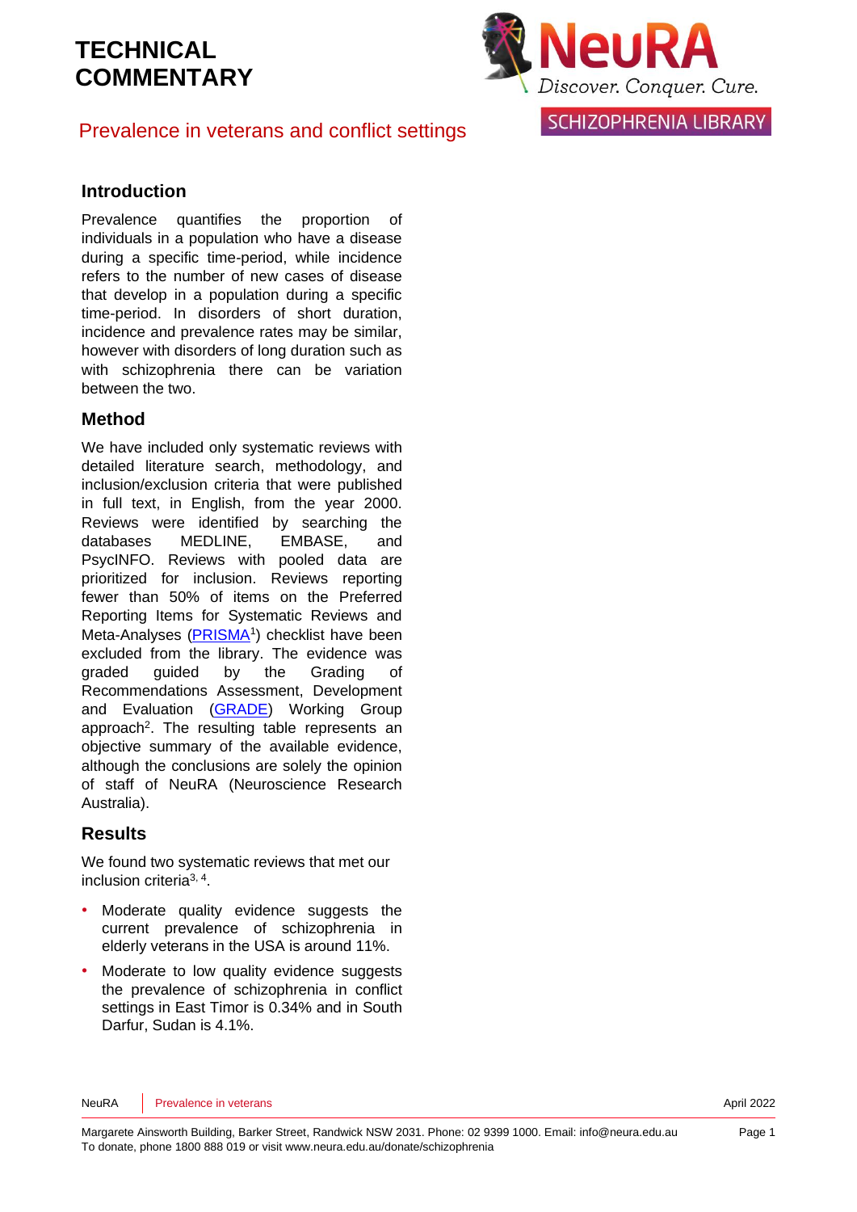# TECHNICAL COMMENTARY

## Prevalence in veterans and conflict settings

### Introduction

Prevalence quantifies the proportion of individuals in a population who have a disease during a specific time-period, while incidence refers to the number of new cases of disease that develop in a population during a specific time-period. In disorders of short duration, incidence and prevalence rates may be similar, however with disorders of long duration such as with schizophrenia there can be variation between the two.

### Method

We have included only systematic reviews with detailed literature search, methodology, and inclusion/exclusion criteria that were published in full text, in English, from the year 2000. Reviews were identified by searching the databases MEDLINE, EMBASE, and PsycINFO. Reviews with pooled data are prioritized for inclusion. Reviews reporting fewer than 50% of items on the Preferred Reporting Items for Systematic Reviews and Meta-Analyses (PRISMA[1]) checklist have been excluded from the library. The evidence was graded guided by the Grading of Recommendations Assessment, Development and Evaluation (GRADE) Working Group approach[2]. The resulting table represents an objective summary of the available evidence, although the conclusions are solely the opinion of staff of NeuRA (Neuroscience Research Australia).

### Results

We found two systematic reviews that met our inclusion criteria[3, 4].

- Moderate quality evidence suggests the current prevalence of schizophrenia in elderly veterans in the USA is around 11%.
- Moderate to low quality evidence suggests the prevalence of schizophrenia in conflict settings in East Timor is 0.34% and in South Darfur, Sudan is 4.1%.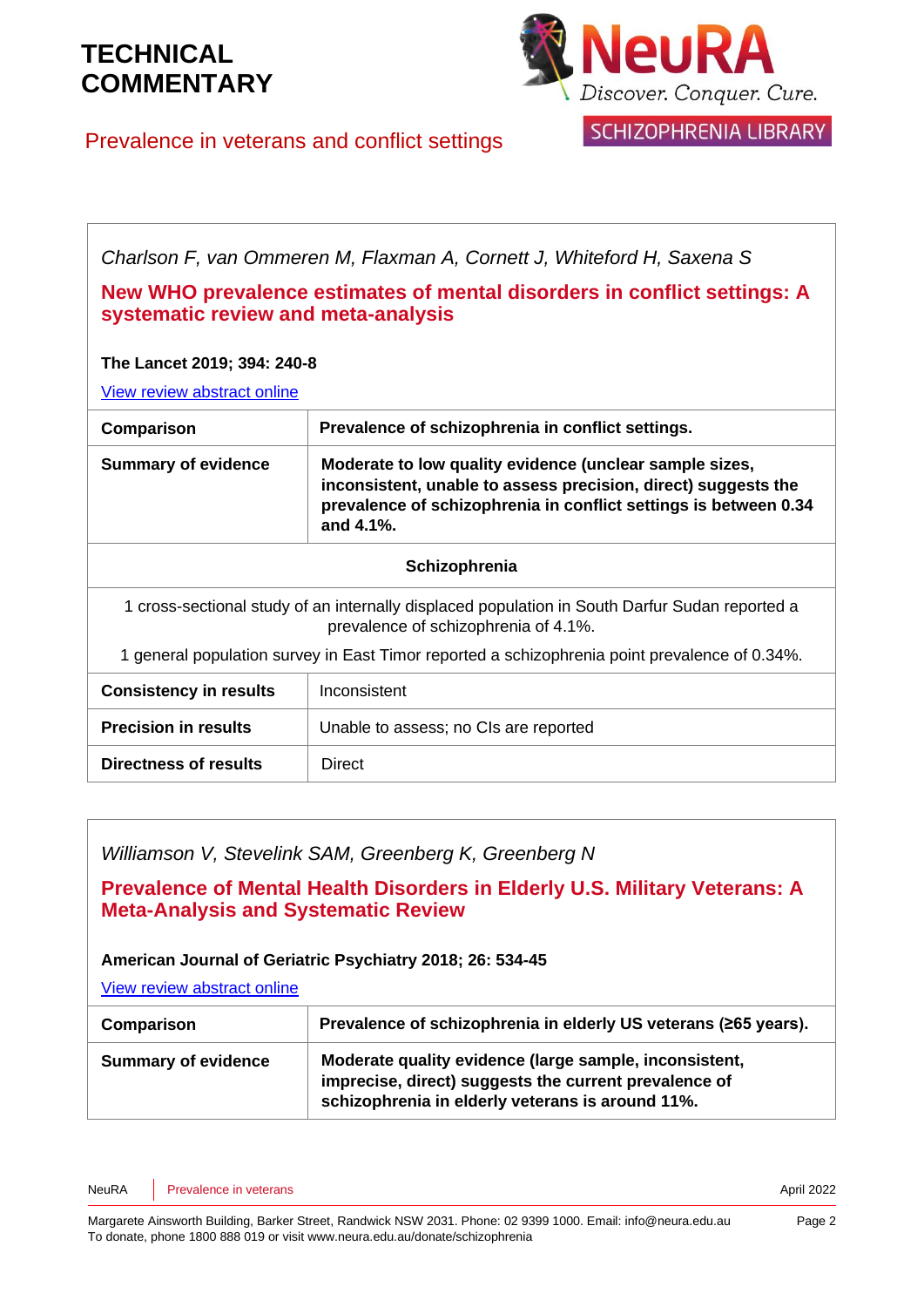# TECHNICAL COMMENTARY

## Prevalence in veterans and conflict settings

*Charlson F, van Ommeren M, Flaxman A, Cornett J, Whiteford H, Saxena S*

### New WHO prevalence estimates of mental disorders in conflict settings: A systematic review and meta-analysis

**The Lancet 2019; 394: 240-8**

View review abstract online

| **Comparison** | **Prevalence of schizophrenia in conflict settings.** |
|---|---|
| **Summary of evidence** | **Moderate to low quality evidence (unclear sample sizes, inconsistent, unable to assess precision, direct) suggests the prevalence of schizophrenia in conflict settings is between 0.34 and 4.1%.** |
| **Schizophrenia** | |
| 1 cross-sectional study of an internally displaced population in South Darfur Sudan reported a prevalence of schizophrenia of 4.1%. 1 general population survey in East Timor reported a schizophrenia point prevalence of 0.34%. | |
| **Consistency in results** | Inconsistent |
| **Precision in results** | Unable to assess; no CIs are reported |
| **Directness of results** | Direct |

*Williamson V, Stevelink SAM, Greenberg K, Greenberg N*

### Prevalence of Mental Health Disorders in Elderly U.S. Military Veterans: A Meta-Analysis and Systematic Review

**American Journal of Geriatric Psychiatry 2018; 26: 534-45**

View review abstract online

| **Comparison** | **Prevalence of schizophrenia in elderly US veterans (≥65 years).** |
|---|---|
| **Summary of evidence** | **Moderate quality evidence (large sample, inconsistent, imprecise, direct) suggests the current prevalence of schizophrenia in elderly veterans is around 11%.** |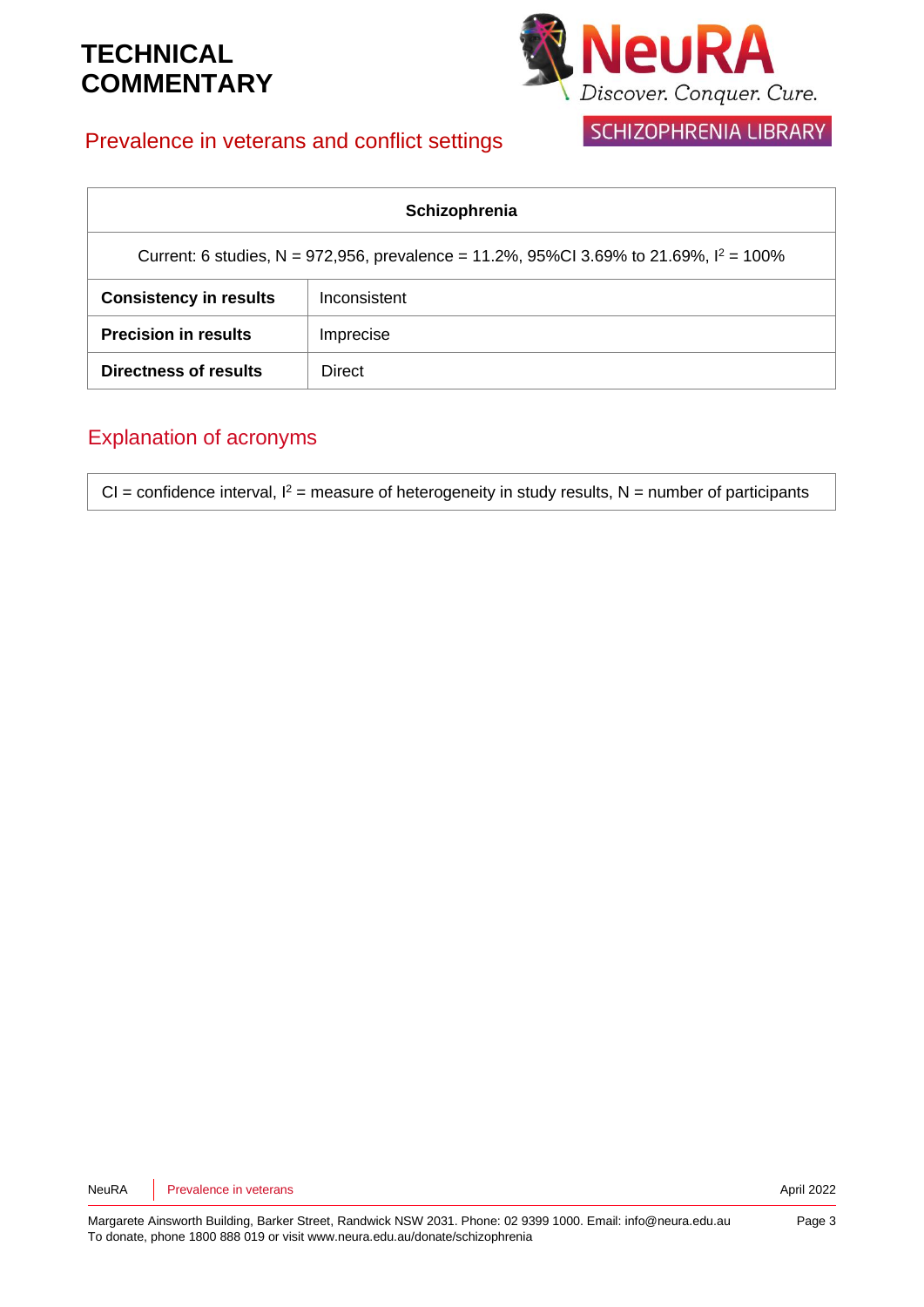# TECHNICAL COMMENTARY

## Prevalence in veterans and conflict settings

| Schizophrenia | |
|---|---|
| Current: 6 studies, N = 972,956, prevalence = 11.2%, 95%CI 3.69% to 21.69%, $I^2$ = 100% | |
| **Consistency in results** | Inconsistent |
| **Precision in results** | Imprecise |
| **Directness of results** | Direct |

## Explanation of acronyms

CI = confidence interval, $I^2$ = measure of heterogeneity in study results, N = number of participants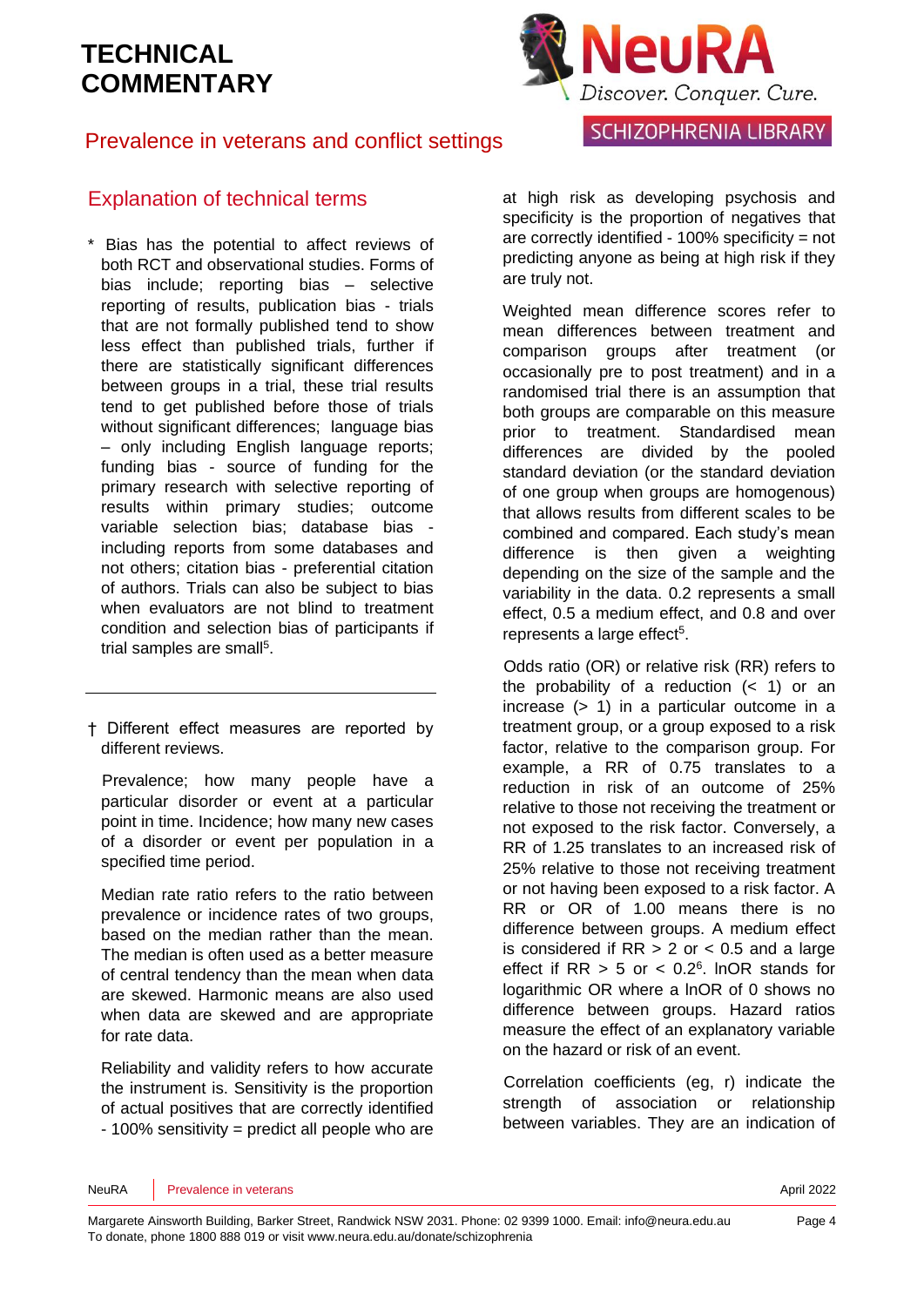# TECHNICAL COMMENTARY

## Prevalence in veterans and conflict settings

## Explanation of technical terms

\* Bias has the potential to affect reviews of both RCT and observational studies. Forms of bias include; reporting bias – selective reporting of results, publication bias - trials that are not formally published tend to show less effect than published trials, further if there are statistically significant differences between groups in a trial, these trial results tend to get published before those of trials without significant differences; language bias – only including English language reports; funding bias - source of funding for the primary research with selective reporting of results within primary studies; outcome variable selection bias; database bias - including reports from some databases and not others; citation bias - preferential citation of authors. Trials can also be subject to bias when evaluators are not blind to treatment condition and selection bias of participants if trial samples are small[5].

† Different effect measures are reported by different reviews.

Prevalence; how many people have a particular disorder or event at a particular point in time. Incidence; how many new cases of a disorder or event per population in a specified time period.

Median rate ratio refers to the ratio between prevalence or incidence rates of two groups, based on the median rather than the mean. The median is often used as a better measure of central tendency than the mean when data are skewed. Harmonic means are also used when data are skewed and are appropriate for rate data.

Reliability and validity refers to how accurate the instrument is. Sensitivity is the proportion of actual positives that are correctly identified - 100% sensitivity = predict all people who are at high risk as developing psychosis and specificity is the proportion of negatives that are correctly identified - 100% specificity = not predicting anyone as being at high risk if they are truly not.

Weighted mean difference scores refer to mean differences between treatment and comparison groups after treatment (or occasionally pre to post treatment) and in a randomised trial there is an assumption that both groups are comparable on this measure prior to treatment. Standardised mean differences are divided by the pooled standard deviation (or the standard deviation of one group when groups are homogenous) that allows results from different scales to be combined and compared. Each study's mean difference is then given a weighting depending on the size of the sample and the variability in the data. 0.2 represents a small effect, 0.5 a medium effect, and 0.8 and over represents a large effect[5].

Odds ratio (OR) or relative risk (RR) refers to the probability of a reduction (< 1) or an increase (> 1) in a particular outcome in a treatment group, or a group exposed to a risk factor, relative to the comparison group. For example, a RR of 0.75 translates to a reduction in risk of an outcome of 25% relative to those not receiving the treatment or not exposed to the risk factor. Conversely, a RR of 1.25 translates to an increased risk of 25% relative to those not receiving treatment or not having been exposed to a risk factor. A RR or OR of 1.00 means there is no difference between groups. A medium effect is considered if RR > 2 or < 0.5 and a large effect if RR > 5 or < 0.2[6]. lnOR stands for logarithmic OR where a lnOR of 0 shows no difference between groups. Hazard ratios measure the effect of an explanatory variable on the hazard or risk of an event.

Correlation coefficients (eg, r) indicate the strength of association or relationship between variables. They are an indication of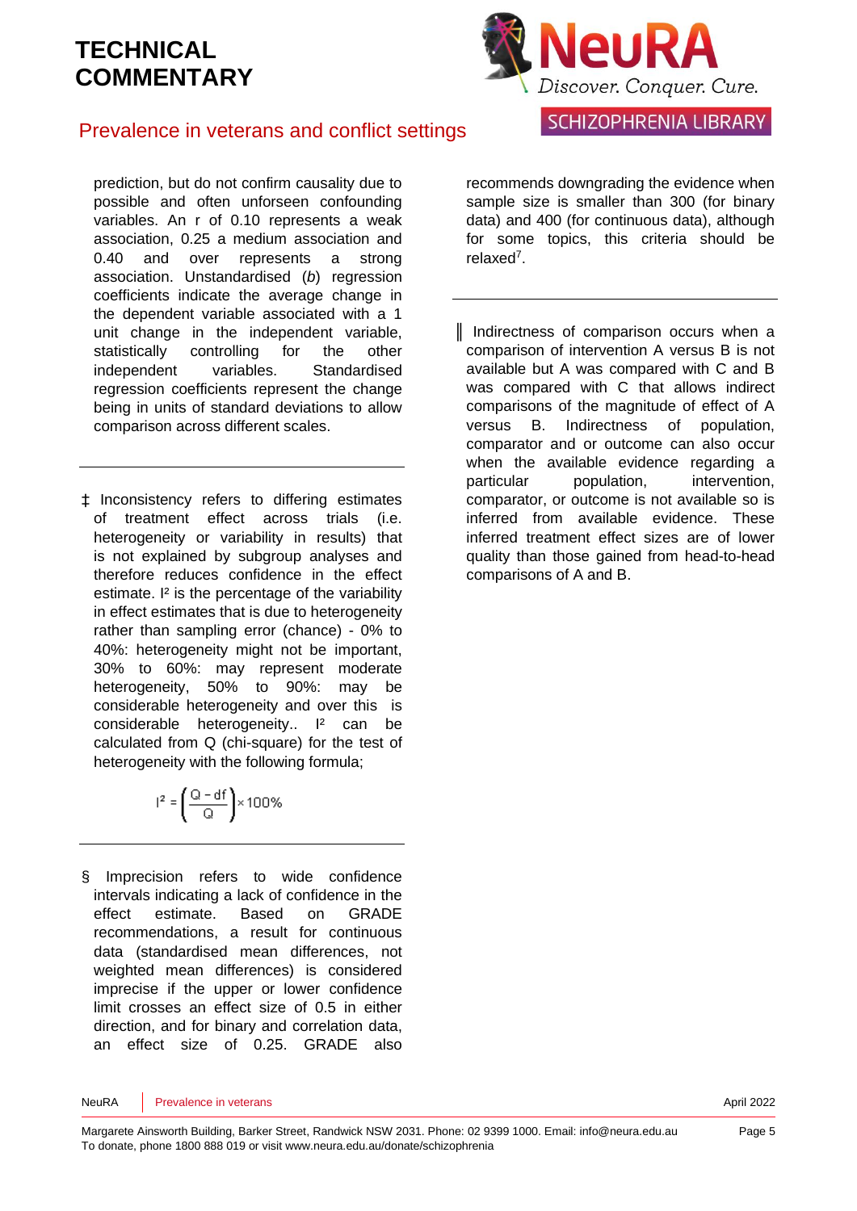prediction, but do not confirm causality due to possible and often unforeseen confounding variables. An r of 0.10 represents a weak association, 0.25 a medium association and 0.40 and over represents a strong association. Unstandardised (*b*) regression coefficients indicate the average change in the dependent variable associated with a 1 unit change in the independent variable, statistically controlling for the other independent variables. Standardised regression coefficients represent the change being in units of standard deviations to allow comparison across different scales.

---

‡ Inconsistency refers to differing estimates of treatment effect across trials (i.e. heterogeneity or variability in results) that is not explained by subgroup analyses and therefore reduces confidence in the effect estimate. $I^2$ is the percentage of the variability in effect estimates that is due to heterogeneity rather than sampling error (chance) - 0% to 40%: heterogeneity might not be important, 30% to 60%: may represent moderate heterogeneity, 50% to 90%: may be considerable heterogeneity and over this is considerable heterogeneity.. $I^2$ can be calculated from Q (chi-square) for the test of heterogeneity with the following formula;

$$I^2 = \left(\frac{Q - df}{Q}\right) \times 100\%$$

---

§ Imprecision refers to wide confidence intervals indicating a lack of confidence in the effect estimate. Based on GRADE recommendations, a result for continuous data (standardised mean differences, not weighted mean differences) is considered imprecise if the upper or lower confidence limit crosses an effect size of 0.5 in either direction, and for binary and correlation data, an effect size of 0.25. GRADE also recommends downgrading the evidence when sample size is smaller than 300 (for binary data) and 400 (for continuous data), although for some topics, this criteria should be relaxed[7].

---

║ Indirectness of comparison occurs when a comparison of intervention A versus B is not available but A was compared with C and B was compared with C that allows indirect comparisons of the magnitude of effect of A versus B. Indirectness of population, comparator and or outcome can also occur when the available evidence regarding a particular population, intervention, comparator, or outcome is not available so is inferred from available evidence. These inferred treatment effect sizes are of lower quality than those gained from head-to-head comparisons of A and B.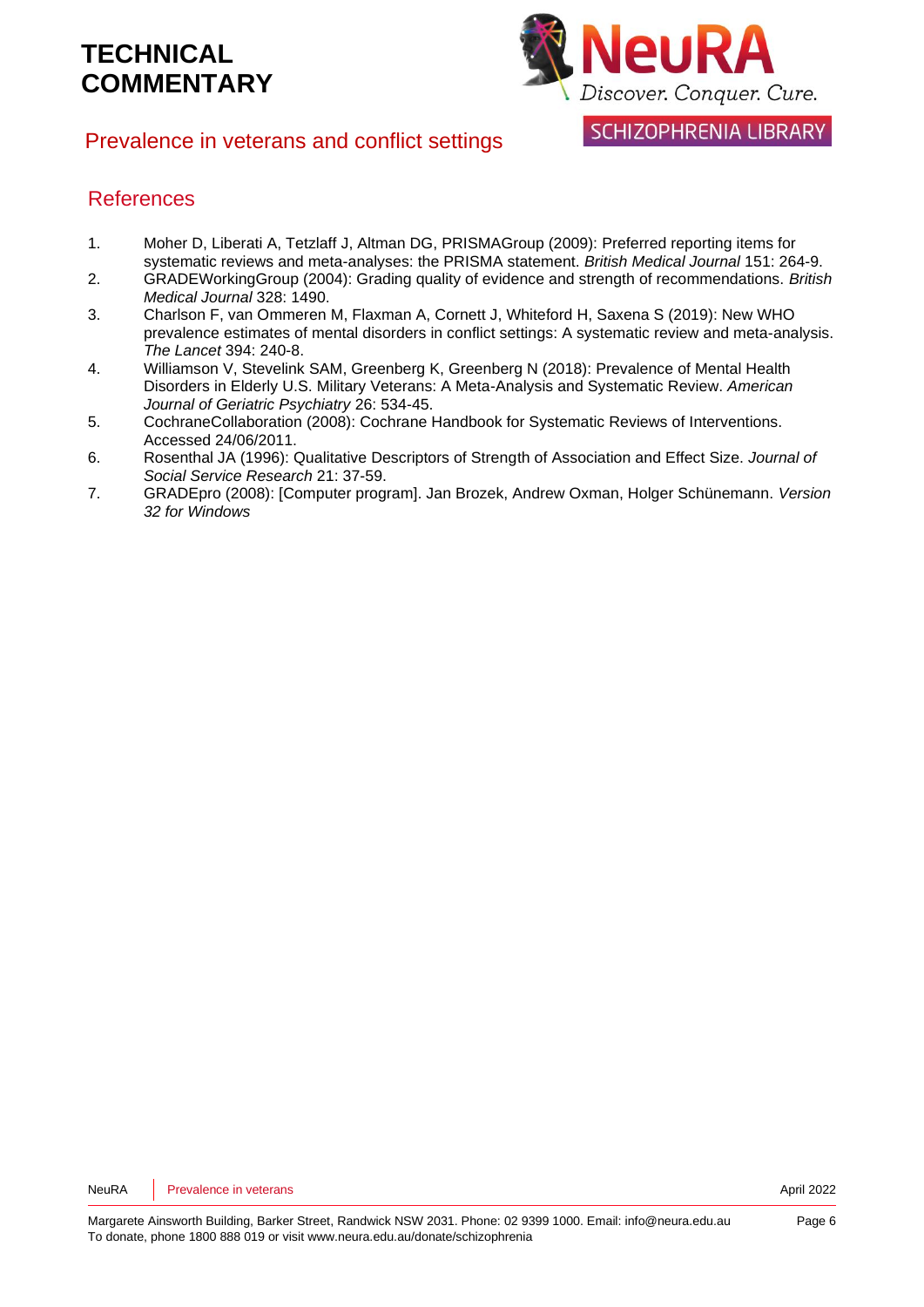## References

1. Moher D, Liberati A, Tetzlaff J, Altman DG, PRISMAGroup (2009): Preferred reporting items for systematic reviews and meta-analyses: the PRISMA statement. *British Medical Journal* 151: 264-9.
2. GRADEWorkingGroup (2004): Grading quality of evidence and strength of recommendations. *British Medical Journal* 328: 1490.
3. Charlson F, van Ommeren M, Flaxman A, Cornett J, Whiteford H, Saxena S (2019): New WHO prevalence estimates of mental disorders in conflict settings: A systematic review and meta-analysis. *The Lancet* 394: 240-8.
4. Williamson V, Stevelink SAM, Greenberg K, Greenberg N (2018): Prevalence of Mental Health Disorders in Elderly U.S. Military Veterans: A Meta-Analysis and Systematic Review. *American Journal of Geriatric Psychiatry* 26: 534-45.
5. CochraneCollaboration (2008): Cochrane Handbook for Systematic Reviews of Interventions. Accessed 24/06/2011.
6. Rosenthal JA (1996): Qualitative Descriptors of Strength of Association and Effect Size. *Journal of Social Service Research* 21: 37-59.
7. GRADEpro (2008): [Computer program]. Jan Brozek, Andrew Oxman, Holger Schünemann. *Version 32 for Windows*